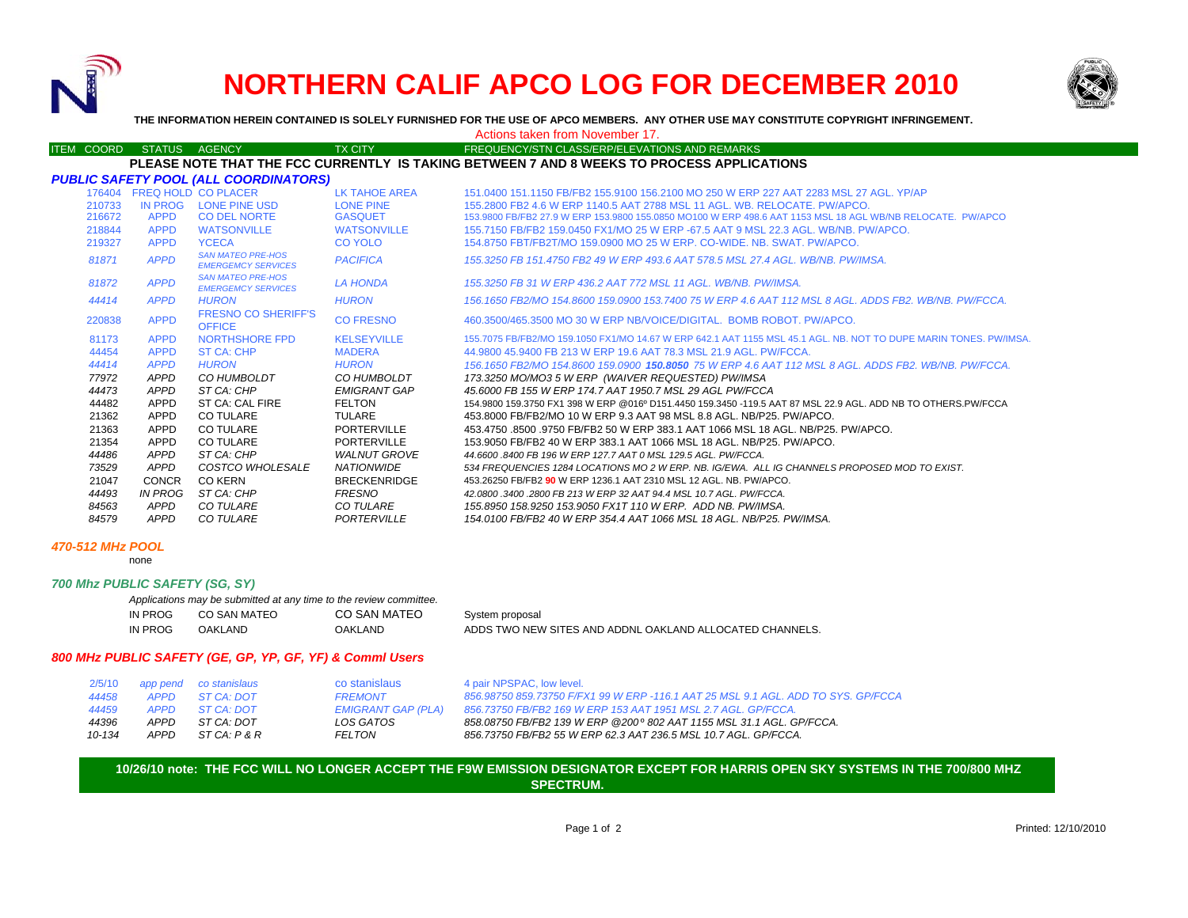# NORTHERN CALIF APCO LOG FOR DECEMBER 2010

**THE INFORMATION HEREIN CONTAINED IS SOLELY FURNISHED FOR THE USE OF APCO MEMBERS. ANY OTHER USE MAY CONSTITUTE COPYRIGHT INFRINGEMENT.**

Actions taken from November 17.

| ITEM COORD | STATUS | AGENCY | TX CITY | FREQUENCY/STN CLASS/ERP/ELEVATIONS AND REMARKS |
|---|---|---|---|---|

**PLEASE NOTE THAT THE FCC CURRENTLY IS TAKING BETWEEN 7 AND 8 WEEKS TO PROCESS APPLICATIONS**

## PUBLIC SAFETY POOL (ALL COORDINATORS)

| ITEM COORD | STATUS | AGENCY | TX CITY | FREQUENCY/STN CLASS/ERP/ELEVATIONS AND REMARKS |
|---|---|---|---|---|
| 176404 | FREQ HOLD | CO PLACER | LK TAHOE AREA | 151.0400 151.1150 FB/FB2 155.9100 156.2100 MO 250 W ERP 227 AAT 2283 MSL 27 AGL. YP/AP |
| 210733 | IN PROG | LONE PINE USD | LONE PINE | 155.2800 FB2 4.6 W ERP 1140.5 AAT 2788 MSL 11 AGL. WB. RELOCATE. PW/APCO. |
| 216672 | APPD | CO DEL NORTE | GASQUET | 153.9800 FB/FB2 27.9 W ERP 153.9800 155.0850 MO100 W ERP 498.6 AAT 1153 MSL 18 AGL WB/NB RELOCATE. PW/APCO |
| 218844 | APPD | WATSONVILLE | WATSONVILLE | 155.7150 FB/FB2 159.0450 FX1/MO 25 W ERP -67.5 AAT 9 MSL 22.3 AGL. WB/NB. PW/APCO. |
| 219327 | APPD | YCECA | CO YOLO | 154.8750 FBT/FB2T/MO 159.0900 MO 25 W ERP. CO-WIDE. NB. SWAT. PW/APCO. |
| *81871* | *APPD* | *SAN MATEO PRE-HOS EMERGEMCY SERVICES* | *PACIFICA* | *155.3250 FB 151.4750 FB2 49 W ERP 493.6 AAT 578.5 MSL 27.4 AGL. WB/NB. PW/IMSA.* |
| *81872* | *APPD* | *SAN MATEO PRE-HOS EMERGEMCY SERVICES* | *LA HONDA* | *155.3250 FB 31 W ERP 436.2 AAT 772 MSL 11 AGL. WB/NB. PW/IMSA.* |
| *44414* | *APPD* | *HURON* | *HURON* | *156.1650 FB2/MO 154.8600 159.0900 153.7400 75 W ERP 4.6 AAT 112 MSL 8 AGL. ADDS FB2. WB/NB. PW/FCCA.* |
| 220838 | APPD | FRESNO CO SHERIFF'S OFFICE | CO FRESNO | 460.3500/465.3500 MO 30 W ERP NB/VOICE/DIGITAL. BOMB ROBOT. PW/APCO. |
| 81173 | APPD | NORTHSHORE FPD | KELSEYVILLE | 155.7075 FB/FB2/MO 159.1050 FX1/MO 14.67 W ERP 642.1 AAT 1155 MSL 45.1 AGL. NB. NOT TO DUPE MARIN TONES. PW/IMSA. |
| 44454 | APPD | ST CA: CHP | MADERA | 44.9800 45.9400 FB 213 W ERP 19.6 AAT 78.3 MSL 21.9 AGL. PW/FCCA. |
| *44414* | *APPD* | *HURON* | *HURON* | *156.1650 FB2/MO 154.8600 159.0900* ***150.8050*** *75 W ERP 4.6 AAT 112 MSL 8 AGL. ADDS FB2. WB/NB. PW/FCCA.* |
| *77972* | *APPD* | *CO HUMBOLDT* | *CO HUMBOLDT* | *173.3250 MO/MO3 5 W ERP (WAIVER REQUESTED) PW/IMSA* |
| *44473* | *APPD* | *ST CA: CHP* | *EMIGRANT GAP* | *45.6000 FB 155 W ERP 174.7 AAT 1950.7 MSL 29 AGL PW/FCCA* |
| 44482 | APPD | ST CA: CAL FIRE | FELTON | 154.9800 159.3750 FX1 398 W ERP @016º D151.4450 159.3450 -119.5 AAT 87 MSL 22.9 AGL. ADD NB TO OTHERS.PW/FCCA |
| 21362 | APPD | CO TULARE | TULARE | 453.8000 FB/FB2/MO 10 W ERP 9.3 AAT 98 MSL 8.8 AGL. NB/P25. PW/APCO. |
| 21363 | APPD | CO TULARE | PORTERVILLE | 453.4750 .8500 .9750 FB/FB2 50 W ERP 383.1 AAT 1066 MSL 18 AGL. NB/P25. PW/APCO. |
| 21354 | APPD | CO TULARE | PORTERVILLE | 153.9050 FB/FB2 40 W ERP 383.1 AAT 1066 MSL 18 AGL. NB/P25. PW/APCO. |
| *44486* | *APPD* | *ST CA: CHP* | *WALNUT GROVE* | *44.6600 .8400 FB 196 W ERP 127.7 AAT 0 MSL 129.5 AGL. PW/FCCA.* |
| *73529* | *APPD* | *COSTCO WHOLESALE* | *NATIONWIDE* | *534 FREQUENCIES 1284 LOCATIONS MO 2 W ERP. NB. IG/EWA. ALL IG CHANNELS PROPOSED MOD TO EXIST.* |
| 21047 | CONCR | CO KERN | BRECKENRIDGE | 453.26250 FB/FB2 **90** W ERP 1236.1 AAT 2310 MSL 12 AGL. NB. PW/APCO. |
| *44493* | *IN PROG* | *ST CA: CHP* | *FRESNO* | *42.0800 .3400 .2800 FB 213 W ERP 32 AAT 94.4 MSL 10.7 AGL. PW/FCCA.* |
| *84563* | *APPD* | *CO TULARE* | *CO TULARE* | *155.8950 158.9250 153.9050 FX1T 110 W ERP. ADD NB. PW/IMSA.* |
| *84579* | *APPD* | *CO TULARE* | *PORTERVILLE* | *154.0100 FB/FB2 40 W ERP 354.4 AAT 1066 MSL 18 AGL. NB/P25. PW/IMSA.* |

## 470-512 MHz POOL

none

## 700 Mhz PUBLIC SAFETY (SG, SY)

*Applications may be submitted at any time to the review committee.*

| STATUS | AGENCY | TX CITY | REMARKS |
|---|---|---|---|
| IN PROG | CO SAN MATEO | CO SAN MATEO | System proposal |
| IN PROG | OAKLAND | OAKLAND | ADDS TWO NEW SITES AND ADDNL OAKLAND ALLOCATED CHANNELS. |

## 800 MHz PUBLIC SAFETY (GE, GP, YP, GF, YF) & Comml Users

| ITEM COORD | STATUS | AGENCY | TX CITY | FREQUENCY/STN CLASS/ERP/ELEVATIONS AND REMARKS |
|---|---|---|---|---|
| *2/5/10* | *app pend* | *co stanislaus* | co stanislaus | 4 pair NPSPAC, low level. |
| *44458* | *APPD* | *ST CA: DOT* | *FREMONT* | *856.98750 859.73750 F/FX1 99 W ERP -116.1 AAT 25 MSL 9.1 AGL. ADD TO SYS. GP/FCCA* |
| *44459* | *APPD* | *ST CA: DOT* | *EMIGRANT GAP (PLA)* | *856.73750 FB/FB2 169 W ERP 153 AAT 1951 MSL 2.7 AGL. GP/FCCA.* |
| *44396* | *APPD* | *ST CA: DOT* | *LOS GATOS* | *858.08750 FB/FB2 139 W ERP @200º 802 AAT 1155 MSL 31.1 AGL. GP/FCCA.* |
| *10-134* | *APPD* | *ST CA: P & R* | *FELTON* | *856.73750 FB/FB2 55 W ERP 62.3 AAT 236.5 MSL 10.7 AGL. GP/FCCA.* |

**10/26/10 note: THE FCC WILL NO LONGER ACCEPT THE F9W EMISSION DESIGNATOR EXCEPT FOR HARRIS OPEN SKY SYSTEMS IN THE 700/800 MHZ SPECTRUM.**

Printed: 12/10/2010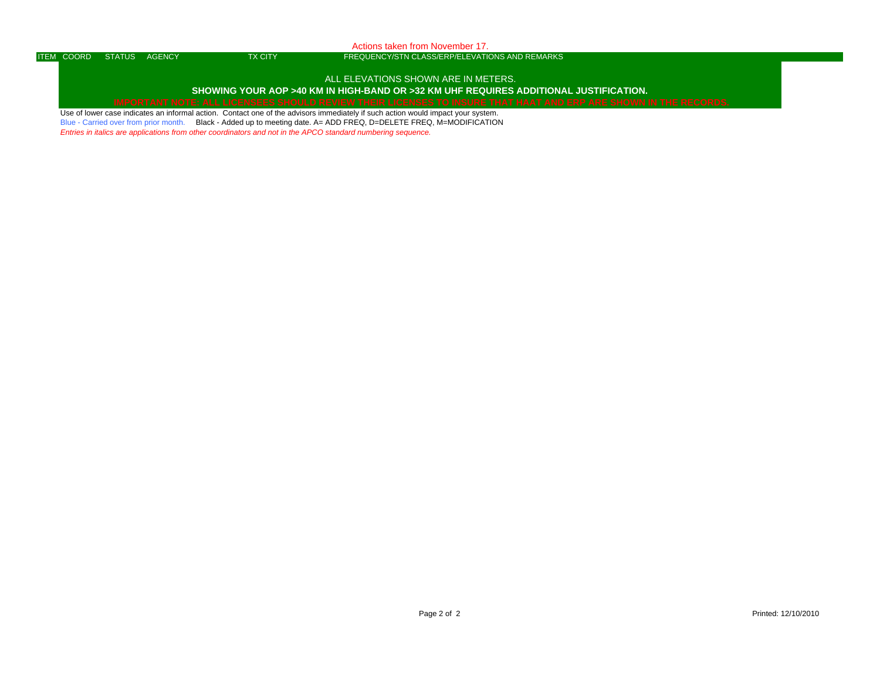Actions taken from November 17.

| ITEM | COORD | STATUS | AGENCY | TX CITY | FREQUENCY/STN CLASS/ERP/ELEVATIONS AND REMARKS |
|---|---|---|---|---|---|

ALL ELEVATIONS SHOWN ARE IN METERS.

**SHOWING YOUR AOP >40 KM IN HIGH-BAND OR >32 KM UHF REQUIRES ADDITIONAL JUSTIFICATION.**

**IMPORTANT NOTE: ALL LICENSEES SHOULD REVIEW THEIR LICENSES TO INSURE THAT HAAT AND ERP ARE SHOWN IN THE RECORDS.**

Use of lower case indicates an informal action. Contact one of the advisors immediately if such action would impact your system.

Blue - Carried over from prior month. Black - Added up to meeting date. A= ADD FREQ, D=DELETE FREQ, M=MODIFICATION

*Entries in italics are applications from other coordinators and not in the APCO standard numbering sequence.*

Printed: 12/10/2010